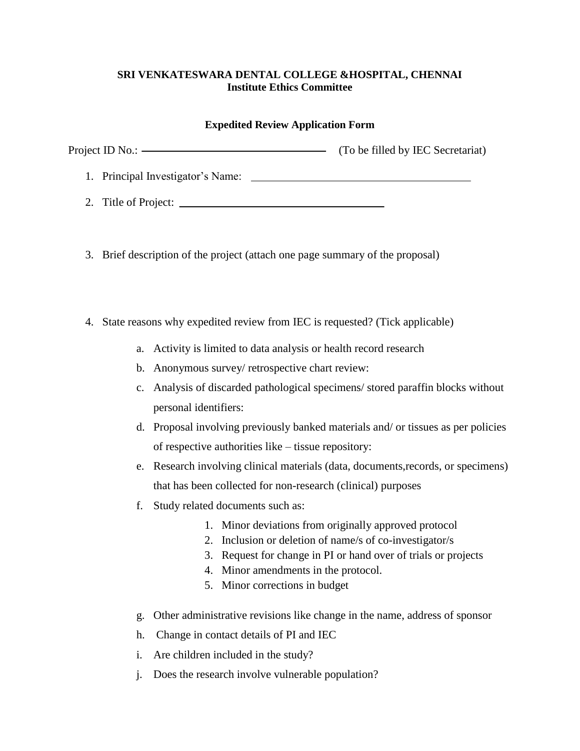**SRI VENKATESWARA DENTAL COLLEGE &HOSPITAL, CHENNAI**
**Institute Ethics Committee**

**Expedited Review Application Form**

Project ID No.: ____________________________ (To be filled by IEC Secretariat)

1. Principal Investigator's Name: ____________________________________
2. Title of Project: ________________________________
3. Brief description of the project (attach one page summary of the proposal)
4. State reasons why expedited review from IEC is requested? (Tick applicable)
   a. Activity is limited to data analysis or health record research
   b. Anonymous survey/ retrospective chart review:
   c. Analysis of discarded pathological specimens/ stored paraffin blocks without personal identifiers:
   d. Proposal involving previously banked materials and/ or tissues as per policies of respective authorities like – tissue repository:
   e. Research involving clinical materials (data, documents,records, or specimens) that has been collected for non-research (clinical) purposes
   f. Study related documents such as:
      1. Minor deviations from originally approved protocol
      2. Inclusion or deletion of name/s of co-investigator/s
      3. Request for change in PI or hand over of trials or projects
      4. Minor amendments in the protocol.
      5. Minor corrections in budget
   g. Other administrative revisions like change in the name, address of sponsor
   h. Change in contact details of PI and IEC
   i. Are children included in the study?
   j. Does the research involve vulnerable population?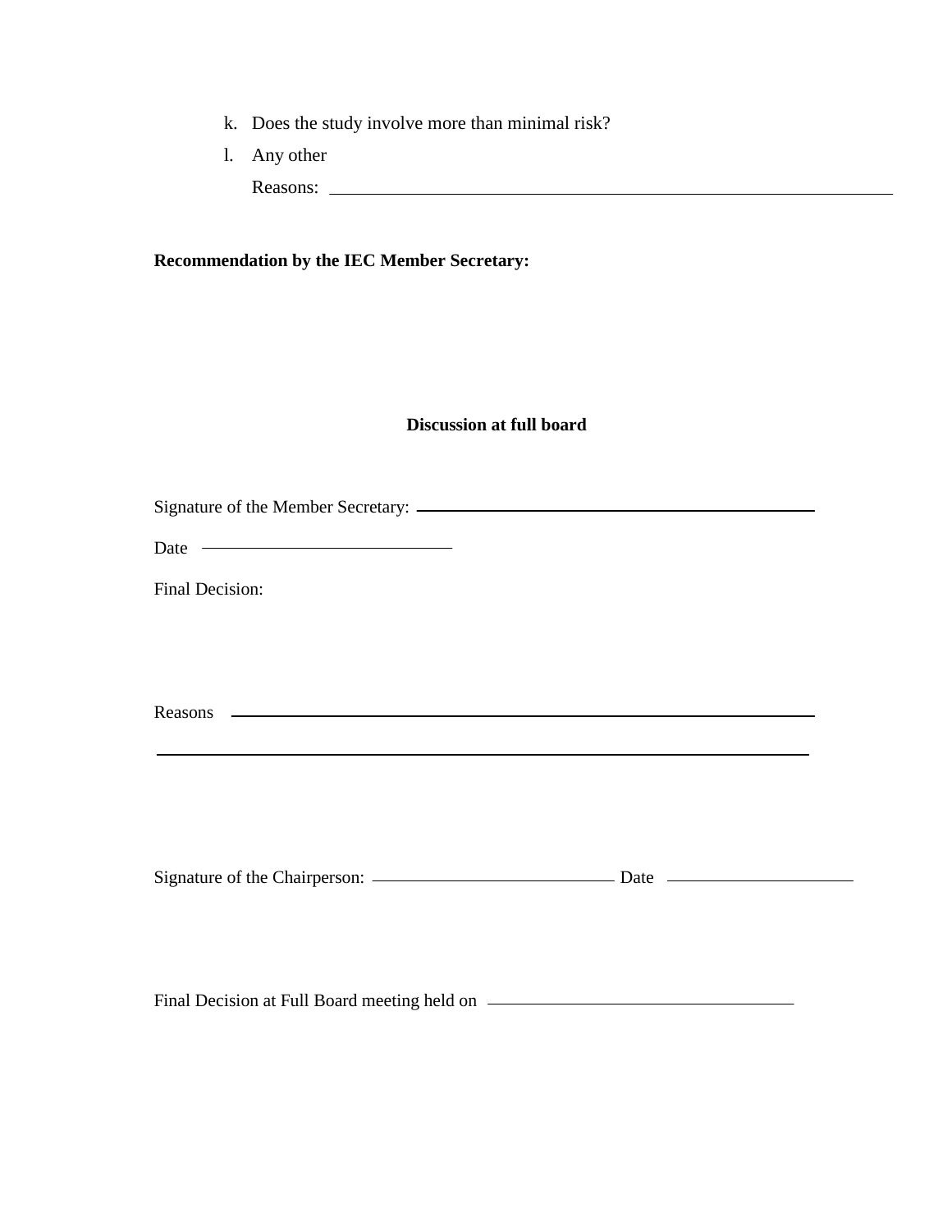k. Does the study involve more than minimal risk?

l. Any other

Reasons: ______________________________________________

**Recommendation by the IEC Member Secretary:**

**Discussion at full board**

Signature of the Member Secretary: ______________________________

Date ____________________

Final Decision:

Reasons ______________________________________________

______________________________________________

Signature of the Chairperson: ____________________ Date ______________

Final Decision at Full Board meeting held on ________________________